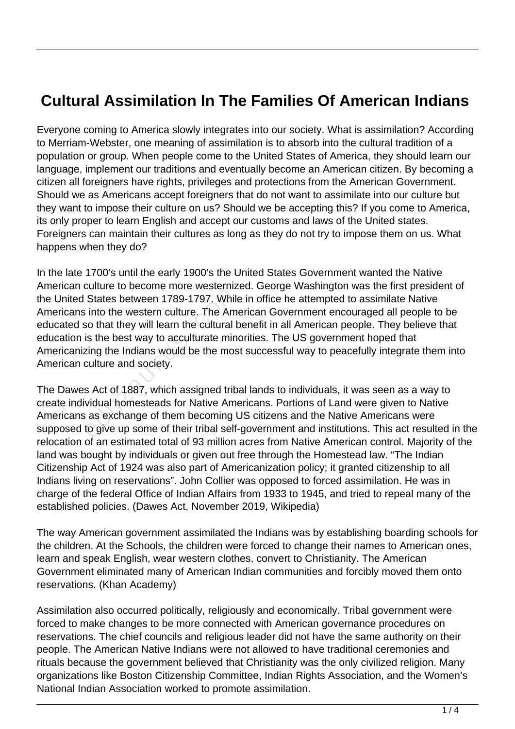# Cultural Assimilation In The Families Of American Indians

Everyone coming to America slowly integrates into our society. What is assimilation? According to Merriam-Webster, one meaning of assimilation is to absorb into the cultural tradition of a population or group. When people come to the United States of America, they should learn our language, implement our traditions and eventually become an American citizen. By becoming a citizen all foreigners have rights, privileges and protections from the American Government. Should we as Americans accept foreigners that do not want to assimilate into our culture but they want to impose their culture on us? Should we be accepting this? If you come to America, its only proper to learn English and accept our customs and laws of the United states. Foreigners can maintain their cultures as long as they do not try to impose them on us. What happens when they do?

In the late 1700's until the early 1900's the United States Government wanted the Native American culture to become more westernized. George Washington was the first president of the United States between 1789-1797. While in office he attempted to assimilate Native Americans into the western culture. The American Government encouraged all people to be educated so that they will learn the cultural benefit in all American people. They believe that education is the best way to acculturate minorities. The US government hoped that Americanizing the Indians would be the most successful way to peacefully integrate them into American culture and society.

The Dawes Act of 1887, which assigned tribal lands to individuals, it was seen as a way to create individual homesteads for Native Americans. Portions of Land were given to Native Americans as exchange of them becoming US citizens and the Native Americans were supposed to give up some of their tribal self-government and institutions. This act resulted in the relocation of an estimated total of 93 million acres from Native American control. Majority of the land was bought by individuals or given out free through the Homestead law. "The Indian Citizenship Act of 1924 was also part of Americanization policy; it granted citizenship to all Indians living on reservations". John Collier was opposed to forced assimilation. He was in charge of the federal Office of Indian Affairs from 1933 to 1945, and tried to repeal many of the established policies. (Dawes Act, November 2019, Wikipedia)

The way American government assimilated the Indians was by establishing boarding schools for the children. At the Schools, the children were forced to change their names to American ones, learn and speak English, wear western clothes, convert to Christianity. The American Government eliminated many of American Indian communities and forcibly moved them onto reservations. (Khan Academy)

Assimilation also occurred politically, religiously and economically. Tribal government were forced to make changes to be more connected with American governance procedures on reservations. The chief councils and religious leader did not have the same authority on their people. The American Native Indians were not allowed to have traditional ceremonies and rituals because the government believed that Christianity was the only civilized religion. Many organizations like Boston Citizenship Committee, Indian Rights Association, and the Women's National Indian Association worked to promote assimilation.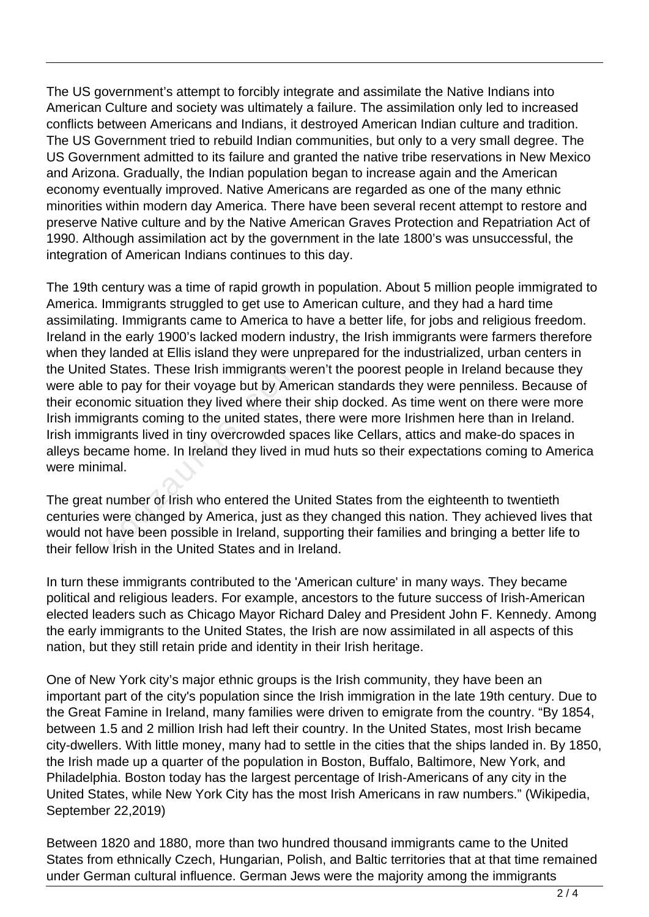The US government's attempt to forcibly integrate and assimilate the Native Indians into American Culture and society was ultimately a failure. The assimilation only led to increased conflicts between Americans and Indians, it destroyed American Indian culture and tradition. The US Government tried to rebuild Indian communities, but only to a very small degree. The US Government admitted to its failure and granted the native tribe reservations in New Mexico and Arizona. Gradually, the Indian population began to increase again and the American economy eventually improved. Native Americans are regarded as one of the many ethnic minorities within modern day America. There have been several recent attempt to restore and preserve Native culture and by the Native American Graves Protection and Repatriation Act of 1990. Although assimilation act by the government in the late 1800's was unsuccessful, the integration of American Indians continues to this day.

The 19th century was a time of rapid growth in population. About 5 million people immigrated to America. Immigrants struggled to get use to American culture, and they had a hard time assimilating. Immigrants came to America to have a better life, for jobs and religious freedom. Ireland in the early 1900's lacked modern industry, the Irish immigrants were farmers therefore when they landed at Ellis island they were unprepared for the industrialized, urban centers in the United States. These Irish immigrants weren't the poorest people in Ireland because they were able to pay for their voyage but by American standards they were penniless. Because of their economic situation they lived where their ship docked. As time went on there were more Irish immigrants coming to the united states, there were more Irishmen here than in Ireland. Irish immigrants lived in tiny overcrowded spaces like Cellars, attics and make-do spaces in alleys became home. In Ireland they lived in mud huts so their expectations coming to America were minimal.

The great number of Irish who entered the United States from the eighteenth to twentieth centuries were changed by America, just as they changed this nation. They achieved lives that would not have been possible in Ireland, supporting their families and bringing a better life to their fellow Irish in the United States and in Ireland.

In turn these immigrants contributed to the 'American culture' in many ways. They became political and religious leaders. For example, ancestors to the future success of Irish-American elected leaders such as Chicago Mayor Richard Daley and President John F. Kennedy. Among the early immigrants to the United States, the Irish are now assimilated in all aspects of this nation, but they still retain pride and identity in their Irish heritage.

One of New York city's major ethnic groups is the Irish community, they have been an important part of the city's population since the Irish immigration in the late 19th century. Due to the Great Famine in Ireland, many families were driven to emigrate from the country. "By 1854, between 1.5 and 2 million Irish had left their country. In the United States, most Irish became city-dwellers. With little money, many had to settle in the cities that the ships landed in. By 1850, the Irish made up a quarter of the population in Boston, Buffalo, Baltimore, New York, and Philadelphia. Boston today has the largest percentage of Irish-Americans of any city in the United States, while New York City has the most Irish Americans in raw numbers." (Wikipedia, September 22,2019)

Between 1820 and 1880, more than two hundred thousand immigrants came to the United States from ethnically Czech, Hungarian, Polish, and Baltic territories that at that time remained under German cultural influence. German Jews were the majority among the immigrants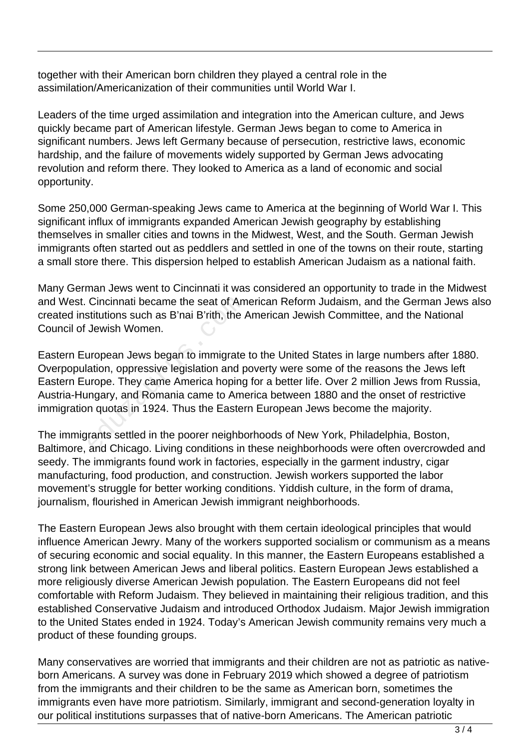together with their American born children they played a central role in the assimilation/Americanization of their communities until World War I.

Leaders of the time urged assimilation and integration into the American culture, and Jews quickly became part of American lifestyle. German Jews began to come to America in significant numbers. Jews left Germany because of persecution, restrictive laws, economic hardship, and the failure of movements widely supported by German Jews advocating revolution and reform there. They looked to America as a land of economic and social opportunity.

Some 250,000 German-speaking Jews came to America at the beginning of World War I. This significant influx of immigrants expanded American Jewish geography by establishing themselves in smaller cities and towns in the Midwest, West, and the South. German Jewish immigrants often started out as peddlers and settled in one of the towns on their route, starting a small store there. This dispersion helped to establish American Judaism as a national faith.

Many German Jews went to Cincinnati it was considered an opportunity to trade in the Midwest and West. Cincinnati became the seat of American Reform Judaism, and the German Jews also created institutions such as B'nai B'rith, the American Jewish Committee, and the National Council of Jewish Women.

Eastern European Jews began to immigrate to the United States in large numbers after 1880. Overpopulation, oppressive legislation and poverty were some of the reasons the Jews left Eastern Europe. They came America hoping for a better life. Over 2 million Jews from Russia, Austria-Hungary, and Romania came to America between 1880 and the onset of restrictive immigration quotas in 1924. Thus the Eastern European Jews become the majority.

The immigrants settled in the poorer neighborhoods of New York, Philadelphia, Boston, Baltimore, and Chicago. Living conditions in these neighborhoods were often overcrowded and seedy. The immigrants found work in factories, especially in the garment industry, cigar manufacturing, food production, and construction. Jewish workers supported the labor movement's struggle for better working conditions. Yiddish culture, in the form of drama, journalism, flourished in American Jewish immigrant neighborhoods.

The Eastern European Jews also brought with them certain ideological principles that would influence American Jewry. Many of the workers supported socialism or communism as a means of securing economic and social equality. In this manner, the Eastern Europeans established a strong link between American Jews and liberal politics. Eastern European Jews established a more religiously diverse American Jewish population. The Eastern Europeans did not feel comfortable with Reform Judaism. They believed in maintaining their religious tradition, and this established Conservative Judaism and introduced Orthodox Judaism. Major Jewish immigration to the United States ended in 1924. Today's American Jewish community remains very much a product of these founding groups.

Many conservatives are worried that immigrants and their children are not as patriotic as native-born Americans. A survey was done in February 2019 which showed a degree of patriotism from the immigrants and their children to be the same as American born, sometimes the immigrants even have more patriotism. Similarly, immigrant and second-generation loyalty in our political institutions surpasses that of native-born Americans. The American patriotic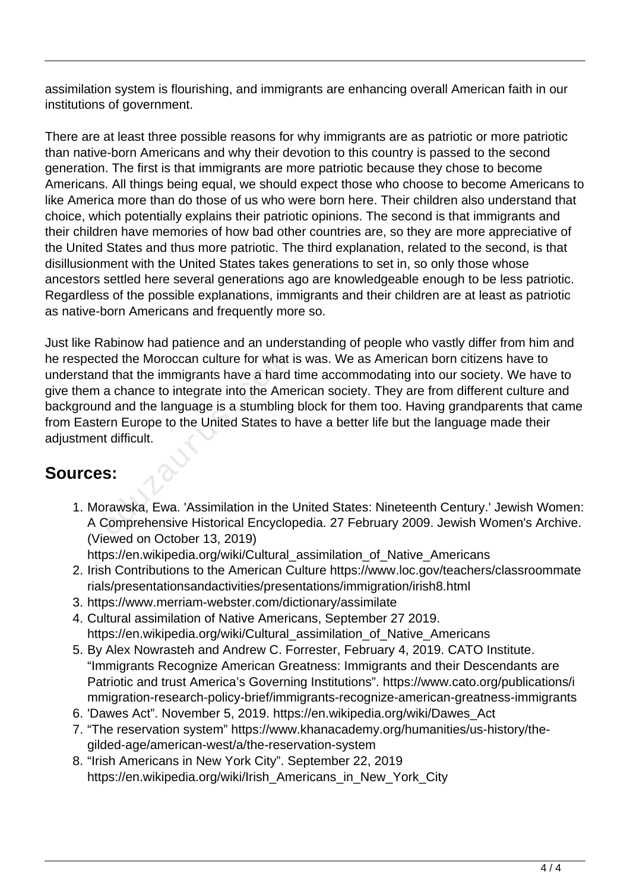assimilation system is flourishing, and immigrants are enhancing overall American faith in our institutions of government.

There are at least three possible reasons for why immigrants are as patriotic or more patriotic than native-born Americans and why their devotion to this country is passed to the second generation. The first is that immigrants are more patriotic because they chose to become Americans. All things being equal, we should expect those who choose to become Americans to like America more than do those of us who were born here. Their children also understand that choice, which potentially explains their patriotic opinions. The second is that immigrants and their children have memories of how bad other countries are, so they are more appreciative of the United States and thus more patriotic. The third explanation, related to the second, is that disillusionment with the United States takes generations to set in, so only those whose ancestors settled here several generations ago are knowledgeable enough to be less patriotic. Regardless of the possible explanations, immigrants and their children are at least as patriotic as native-born Americans and frequently more so.

Just like Rabinow had patience and an understanding of people who vastly differ from him and he respected the Moroccan culture for what is was. We as American born citizens have to understand that the immigrants have a hard time accommodating into our society. We have to give them a chance to integrate into the American society. They are from different culture and background and the language is a stumbling block for them too. Having grandparents that came from Eastern Europe to the United States to have a better life but the language made their adjustment difficult.

## Sources:

1. Morawska, Ewa. 'Assimilation in the United States: Nineteenth Century.' Jewish Women: A Comprehensive Historical Encyclopedia. 27 February 2009. Jewish Women's Archive. (Viewed on October 13, 2019) https://en.wikipedia.org/wiki/Cultural_assimilation_of_Native_Americans
2. Irish Contributions to the American Culture https://www.loc.gov/teachers/classroommaterials/presentationsandactivities/presentations/immigration/irish8.html
3. https://www.merriam-webster.com/dictionary/assimilate
4. Cultural assimilation of Native Americans, September 27 2019. https://en.wikipedia.org/wiki/Cultural_assimilation_of_Native_Americans
5. By Alex Nowrasteh and Andrew C. Forrester, February 4, 2019. CATO Institute. "Immigrants Recognize American Greatness: Immigrants and their Descendants are Patriotic and trust America's Governing Institutions". https://www.cato.org/publications/immigration-research-policy-brief/immigrants-recognize-american-greatness-immigrants
6. 'Dawes Act". November 5, 2019. https://en.wikipedia.org/wiki/Dawes_Act
7. "The reservation system" https://www.khanacademy.org/humanities/us-history/the-gilded-age/american-west/a/the-reservation-system
8. "Irish Americans in New York City". September 22, 2019 https://en.wikipedia.org/wiki/Irish_Americans_in_New_York_City